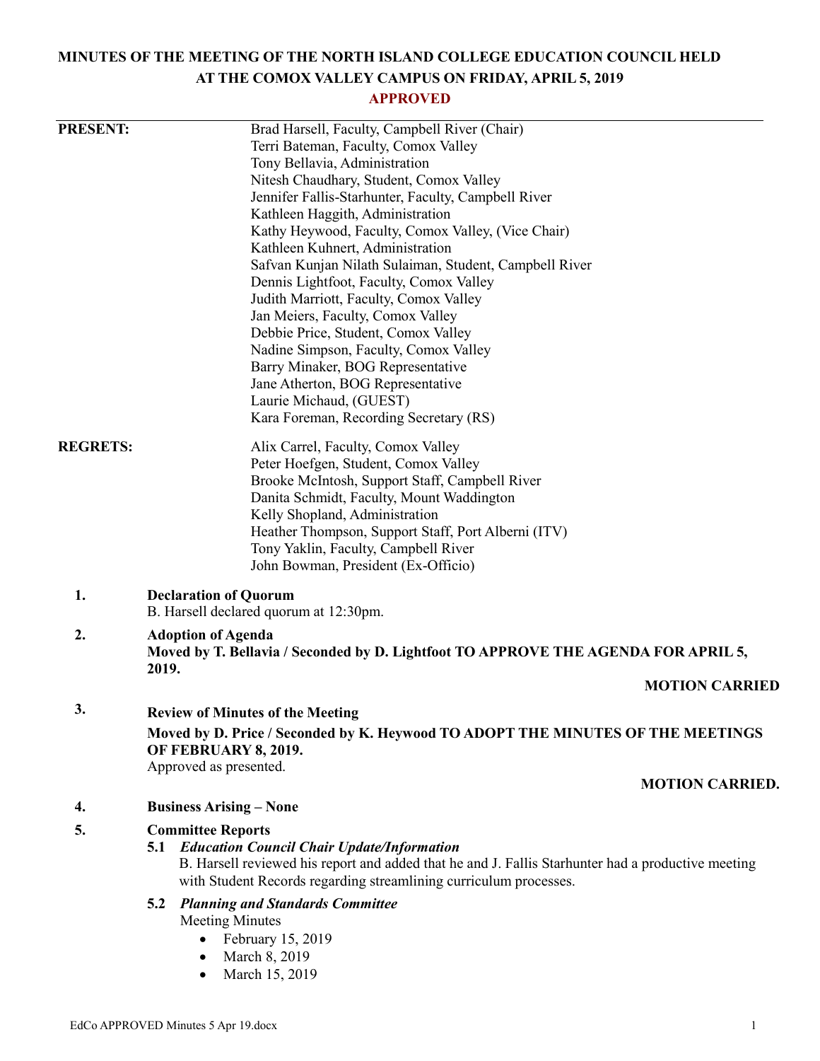# MINUTES OF THE MEETING OF THE NORTH ISLAND COLLEGE EDUCATION COUNCIL HELD AT THE COMOX VALLEY CAMPUS ON FRIDAY, APRIL 5, 2019

**APPROVED**

**PRESENT:**

Brad Harsell, Faculty, Campbell River (Chair)
Terri Bateman, Faculty, Comox Valley
Tony Bellavia, Administration
Nitesh Chaudhary, Student, Comox Valley
Jennifer Fallis-Starhunter, Faculty, Campbell River
Kathleen Haggith, Administration
Kathy Heywood, Faculty, Comox Valley, (Vice Chair)
Kathleen Kuhnert, Administration
Safvan Kunjan Nilath Sulaiman, Student, Campbell River
Dennis Lightfoot, Faculty, Comox Valley
Judith Marriott, Faculty, Comox Valley
Jan Meiers, Faculty, Comox Valley
Debbie Price, Student, Comox Valley
Nadine Simpson, Faculty, Comox Valley
Barry Minaker, BOG Representative
Jane Atherton, BOG Representative
Laurie Michaud, (GUEST)
Kara Foreman, Recording Secretary (RS)

**REGRETS:**

Alix Carrel, Faculty, Comox Valley
Peter Hoefgen, Student, Comox Valley
Brooke McIntosh, Support Staff, Campbell River
Danita Schmidt, Faculty, Mount Waddington
Kelly Shopland, Administration
Heather Thompson, Support Staff, Port Alberni (ITV)
Tony Yaklin, Faculty, Campbell River
John Bowman, President (Ex-Officio)

**1. Declaration of Quorum**

B. Harsell declared quorum at 12:30pm.

**2. Adoption of Agenda**

**Moved by T. Bellavia / Seconded by D. Lightfoot TO APPROVE THE AGENDA FOR APRIL 5, 2019.**

**MOTION CARRIED**

**3. Review of Minutes of the Meeting**

**Moved by D. Price / Seconded by K. Heywood TO ADOPT THE MINUTES OF THE MEETINGS OF FEBRUARY 8, 2019.**

Approved as presented.

**MOTION CARRIED.**

**4. Business Arising – None**

**5. Committee Reports**

**5.1 *Education Council Chair Update/Information***

B. Harsell reviewed his report and added that he and J. Fallis Starhunter had a productive meeting with Student Records regarding streamlining curriculum processes.

**5.2 *Planning and Standards Committee***

Meeting Minutes

- February 15, 2019
- March 8, 2019
- March 15, 2019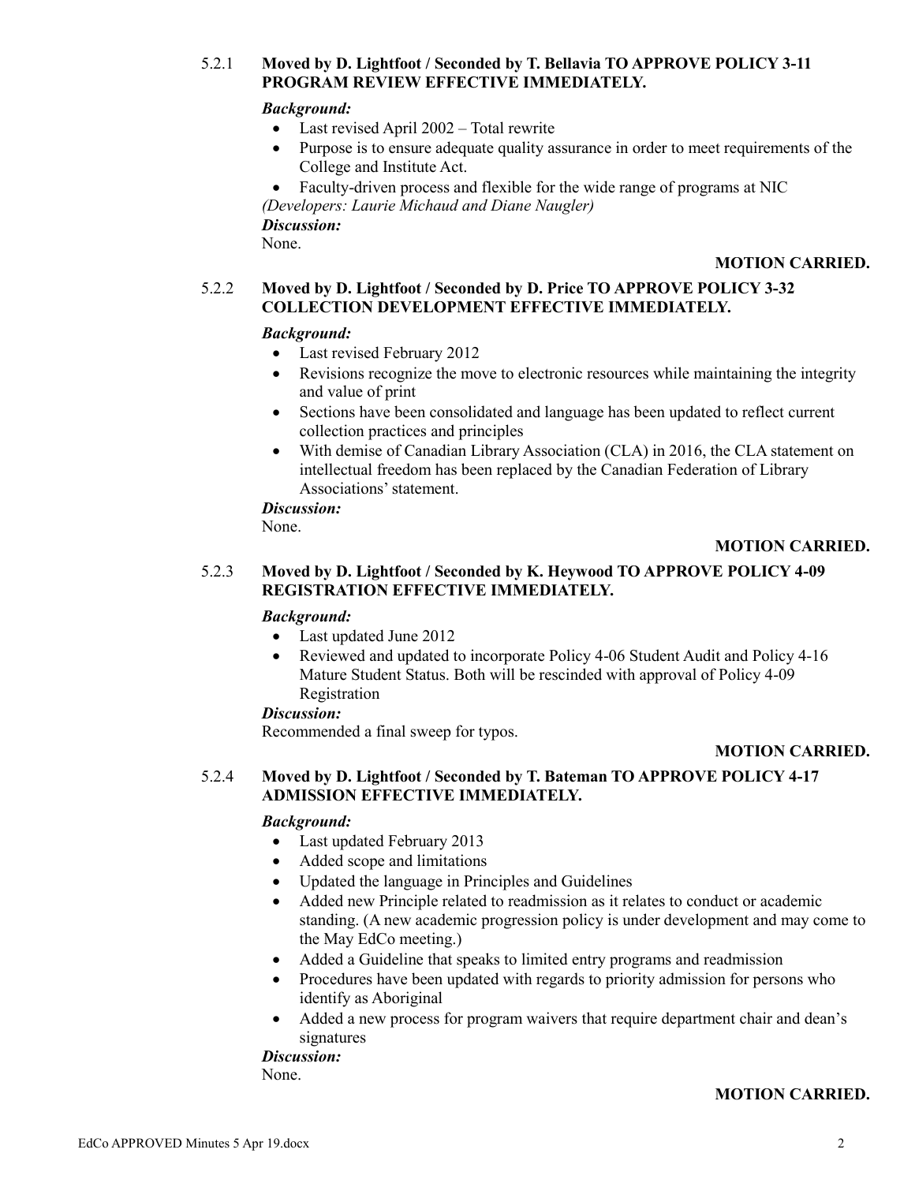5.2.1 **Moved by D. Lightfoot / Seconded by T. Bellavia TO APPROVE POLICY 3-11 PROGRAM REVIEW EFFECTIVE IMMEDIATELY.**

***Background:***

- Last revised April 2002 – Total rewrite
- Purpose is to ensure adequate quality assurance in order to meet requirements of the College and Institute Act.
- Faculty-driven process and flexible for the wide range of programs at NIC

*(Developers: Laurie Michaud and Diane Naugler)*

***Discussion:***

None.

**MOTION CARRIED.**

5.2.2 **Moved by D. Lightfoot / Seconded by D. Price TO APPROVE POLICY 3-32 COLLECTION DEVELOPMENT EFFECTIVE IMMEDIATELY.**

***Background:***

- Last revised February 2012
- Revisions recognize the move to electronic resources while maintaining the integrity and value of print
- Sections have been consolidated and language has been updated to reflect current collection practices and principles
- With demise of Canadian Library Association (CLA) in 2016, the CLA statement on intellectual freedom has been replaced by the Canadian Federation of Library Associations' statement.

***Discussion:***

None.

**MOTION CARRIED.**

5.2.3 **Moved by D. Lightfoot / Seconded by K. Heywood TO APPROVE POLICY 4-09 REGISTRATION EFFECTIVE IMMEDIATELY.**

***Background:***

- Last updated June 2012
- Reviewed and updated to incorporate Policy 4-06 Student Audit and Policy 4-16 Mature Student Status. Both will be rescinded with approval of Policy 4-09 Registration

***Discussion:***

Recommended a final sweep for typos.

**MOTION CARRIED.**

5.2.4 **Moved by D. Lightfoot / Seconded by T. Bateman TO APPROVE POLICY 4-17 ADMISSION EFFECTIVE IMMEDIATELY.**

***Background:***

- Last updated February 2013
- Added scope and limitations
- Updated the language in Principles and Guidelines
- Added new Principle related to readmission as it relates to conduct or academic standing. (A new academic progression policy is under development and may come to the May EdCo meeting.)
- Added a Guideline that speaks to limited entry programs and readmission
- Procedures have been updated with regards to priority admission for persons who identify as Aboriginal
- Added a new process for program waivers that require department chair and dean's signatures

***Discussion:***

None.

**MOTION CARRIED.**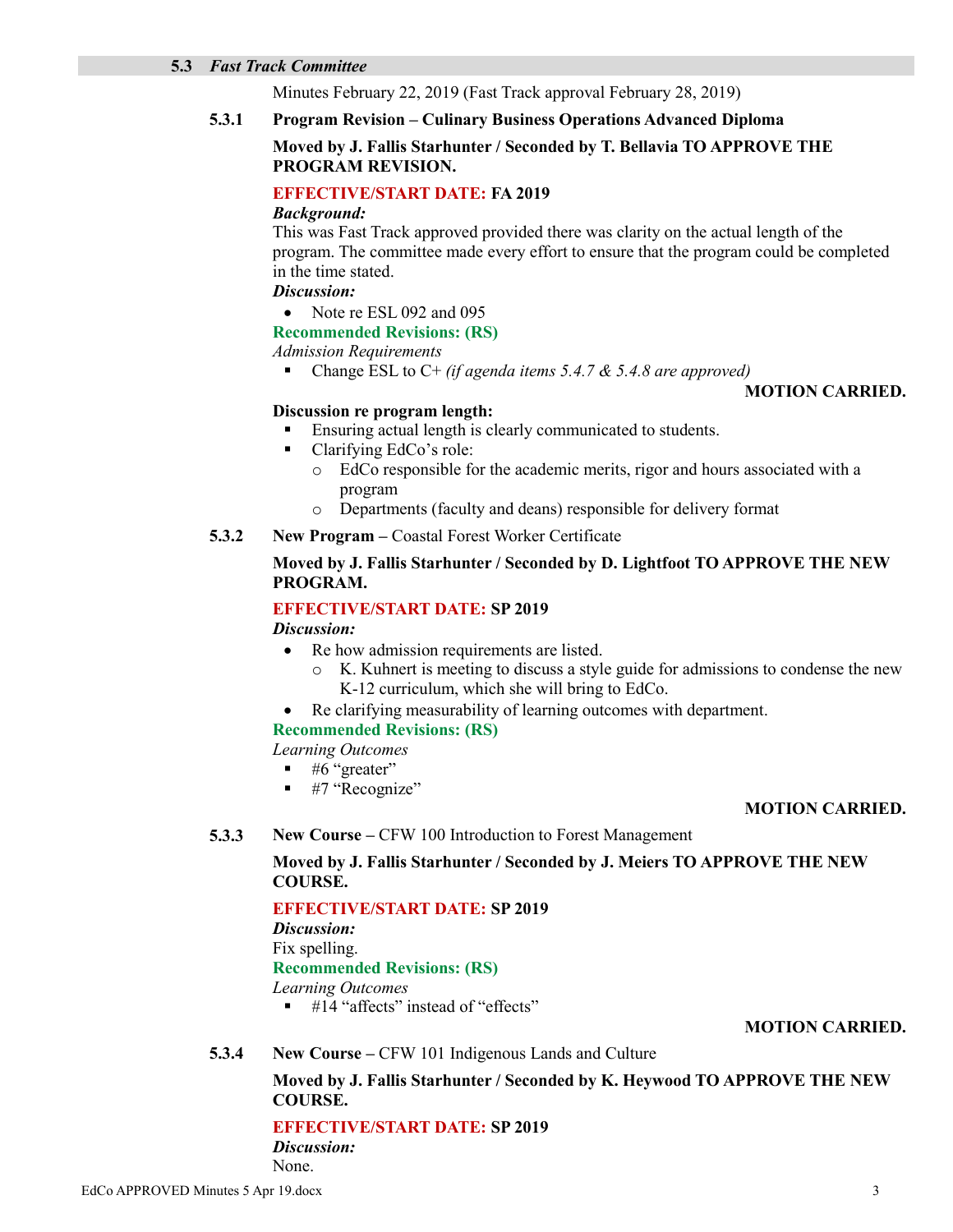### 5.3 *Fast Track Committee*

Minutes February 22, 2019 (Fast Track approval February 28, 2019)

**5.3.1 Program Revision – Culinary Business Operations Advanced Diploma**

**Moved by J. Fallis Starhunter / Seconded by T. Bellavia TO APPROVE THE PROGRAM REVISION.**

**EFFECTIVE/START DATE: FA 2019**

***Background:***
This was Fast Track approved provided there was clarity on the actual length of the program. The committee made every effort to ensure that the program could be completed in the time stated.

***Discussion:***

- Note re ESL 092 and 095

**Recommended Revisions: (RS)**

*Admission Requirements*

- Change ESL to C+ *(if agenda items 5.4.7 & 5.4.8 are approved)*

**MOTION CARRIED.**

**Discussion re program length:**

- Ensuring actual length is clearly communicated to students.
- Clarifying EdCo's role:
  - EdCo responsible for the academic merits, rigor and hours associated with a program
  - Departments (faculty and deans) responsible for delivery format

**5.3.2 New Program –** Coastal Forest Worker Certificate

**Moved by J. Fallis Starhunter / Seconded by D. Lightfoot TO APPROVE THE NEW PROGRAM.**

**EFFECTIVE/START DATE: SP 2019**

***Discussion:***

- Re how admission requirements are listed.
  - K. Kuhnert is meeting to discuss a style guide for admissions to condense the new K-12 curriculum, which she will bring to EdCo.
- Re clarifying measurability of learning outcomes with department.

**Recommended Revisions: (RS)**

*Learning Outcomes*

- #6 "greater"
- #7 "Recognize"

**MOTION CARRIED.**

**5.3.3 New Course –** CFW 100 Introduction to Forest Management

**Moved by J. Fallis Starhunter / Seconded by J. Meiers TO APPROVE THE NEW COURSE.**

**EFFECTIVE/START DATE: SP 2019**

***Discussion:***
Fix spelling.

**Recommended Revisions: (RS)**

*Learning Outcomes*

- #14 "affects" instead of "effects"

**MOTION CARRIED.**

**5.3.4 New Course –** CFW 101 Indigenous Lands and Culture

**Moved by J. Fallis Starhunter / Seconded by K. Heywood TO APPROVE THE NEW COURSE.**

**EFFECTIVE/START DATE: SP 2019**

***Discussion:***
None.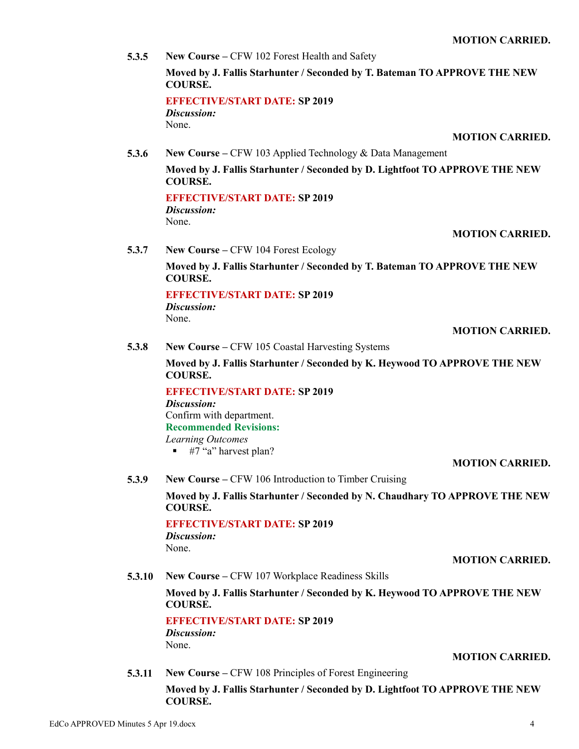**MOTION CARRIED.**

**5.3.5** **New Course –** CFW 102 Forest Health and Safety

**Moved by J. Fallis Starhunter / Seconded by T. Bateman TO APPROVE THE NEW COURSE.**

**EFFECTIVE/START DATE: SP 2019**
*Discussion:*
None.

**MOTION CARRIED.**

**5.3.6** **New Course –** CFW 103 Applied Technology & Data Management

**Moved by J. Fallis Starhunter / Seconded by D. Lightfoot TO APPROVE THE NEW COURSE.**

**EFFECTIVE/START DATE: SP 2019**
*Discussion:*
None.

**MOTION CARRIED.**

**5.3.7** **New Course –** CFW 104 Forest Ecology

**Moved by J. Fallis Starhunter / Seconded by T. Bateman TO APPROVE THE NEW COURSE.**

**EFFECTIVE/START DATE: SP 2019**
*Discussion:*
None.

**MOTION CARRIED.**

**5.3.8** **New Course –** CFW 105 Coastal Harvesting Systems

**Moved by J. Fallis Starhunter / Seconded by K. Heywood TO APPROVE THE NEW COURSE.**

**EFFECTIVE/START DATE: SP 2019**
*Discussion:*
Confirm with department.
**Recommended Revisions:**
*Learning Outcomes*

- #7 "a" harvest plan?

**MOTION CARRIED.**

**5.3.9** **New Course –** CFW 106 Introduction to Timber Cruising

**Moved by J. Fallis Starhunter / Seconded by N. Chaudhary TO APPROVE THE NEW COURSE.**

**EFFECTIVE/START DATE: SP 2019**
*Discussion:*
None.

**MOTION CARRIED.**

**5.3.10** **New Course –** CFW 107 Workplace Readiness Skills

**Moved by J. Fallis Starhunter / Seconded by K. Heywood TO APPROVE THE NEW COURSE.**

**EFFECTIVE/START DATE: SP 2019**
*Discussion:*
None.

**MOTION CARRIED.**

**5.3.11** **New Course –** CFW 108 Principles of Forest Engineering

**Moved by J. Fallis Starhunter / Seconded by D. Lightfoot TO APPROVE THE NEW COURSE.**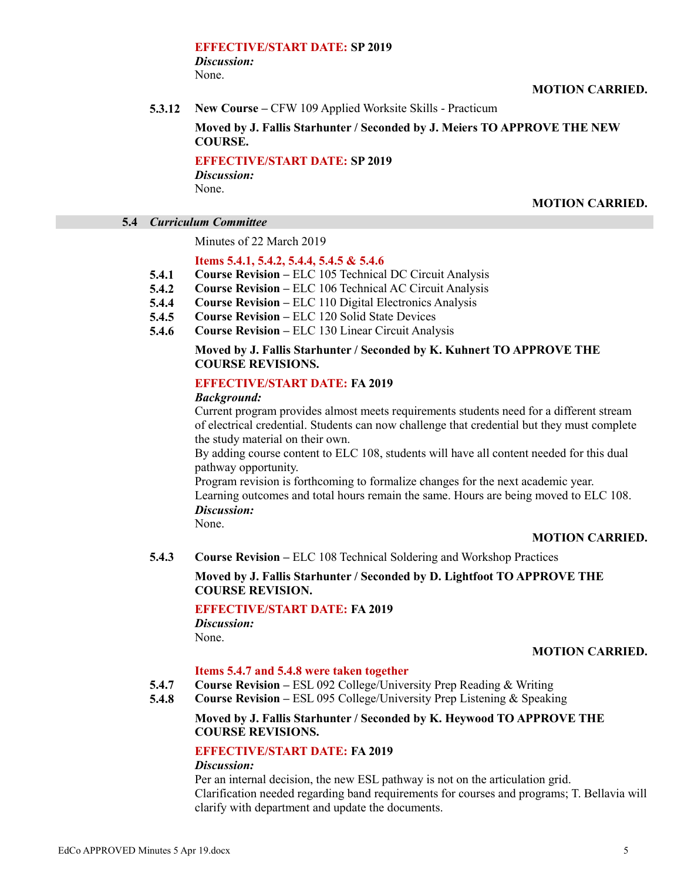**EFFECTIVE/START DATE: SP 2019**
*Discussion:*
None.

**MOTION CARRIED.**

**5.3.12 New Course –** CFW 109 Applied Worksite Skills - Practicum

**Moved by J. Fallis Starhunter / Seconded by J. Meiers TO APPROVE THE NEW COURSE.**

**EFFECTIVE/START DATE: SP 2019**
*Discussion:*
None.

**MOTION CARRIED.**

### 5.4 *Curriculum Committee*

Minutes of 22 March 2019

**Items 5.4.1, 5.4.2, 5.4.4, 5.4.5 & 5.4.6**

**5.4.1 Course Revision –** ELC 105 Technical DC Circuit Analysis
**5.4.2 Course Revision –** ELC 106 Technical AC Circuit Analysis
**5.4.4 Course Revision –** ELC 110 Digital Electronics Analysis
**5.4.5 Course Revision –** ELC 120 Solid State Devices
**5.4.6 Course Revision –** ELC 130 Linear Circuit Analysis

**Moved by J. Fallis Starhunter / Seconded by K. Kuhnert TO APPROVE THE COURSE REVISIONS.**

**EFFECTIVE/START DATE: FA 2019**
*Background:*
Current program provides almost meets requirements students need for a different stream of electrical credential. Students can now challenge that credential but they must complete the study material on their own.
By adding course content to ELC 108, students will have all content needed for this dual pathway opportunity.
Program revision is forthcoming to formalize changes for the next academic year.
Learning outcomes and total hours remain the same. Hours are being moved to ELC 108.
*Discussion:*
None.

**MOTION CARRIED.**

**5.4.3 Course Revision –** ELC 108 Technical Soldering and Workshop Practices

**Moved by J. Fallis Starhunter / Seconded by D. Lightfoot TO APPROVE THE COURSE REVISION.**

**EFFECTIVE/START DATE: FA 2019**
*Discussion:*
None.

**MOTION CARRIED.**

**Items 5.4.7 and 5.4.8 were taken together**

**5.4.7 Course Revision –** ESL 092 College/University Prep Reading & Writing
**5.4.8 Course Revision –** ESL 095 College/University Prep Listening & Speaking

**Moved by J. Fallis Starhunter / Seconded by K. Heywood TO APPROVE THE COURSE REVISIONS.**

**EFFECTIVE/START DATE: FA 2019**
*Discussion:*
Per an internal decision, the new ESL pathway is not on the articulation grid.
Clarification needed regarding band requirements for courses and programs; T. Bellavia will clarify with department and update the documents.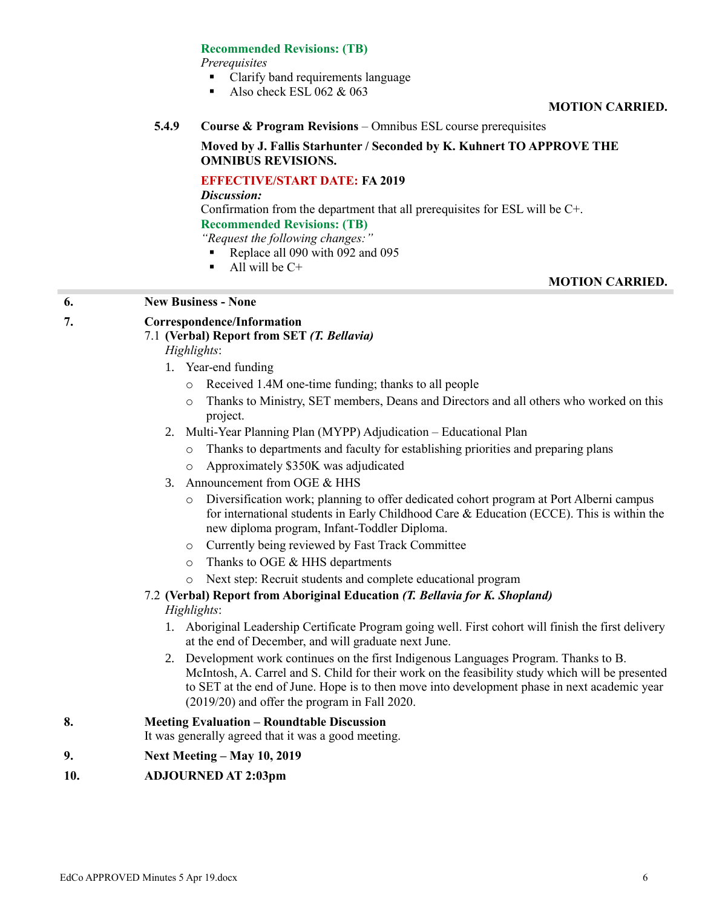**Recommended Revisions: (TB)**

*Prerequisites*

- Clarify band requirements language
- Also check ESL 062 & 063

**MOTION CARRIED.**

**5.4.9 Course & Program Revisions** – Omnibus ESL course prerequisites

**Moved by J. Fallis Starhunter / Seconded by K. Kuhnert TO APPROVE THE OMNIBUS REVISIONS.**

**EFFECTIVE/START DATE: FA 2019**

***Discussion:***

Confirmation from the department that all prerequisites for ESL will be C+.

**Recommended Revisions: (TB)**

*"Request the following changes:"*

- Replace all 090 with 092 and 095
- All will be C+

**MOTION CARRIED.**

## 6. New Business - None

## 7. Correspondence/Information

7.1 **(Verbal) Report from SET** ***(T. Bellavia)***

*Highlights*:

1. Year-end funding
   - Received 1.4M one-time funding; thanks to all people
   - Thanks to Ministry, SET members, Deans and Directors and all others who worked on this project.
2. Multi-Year Planning Plan (MYPP) Adjudication – Educational Plan
   - Thanks to departments and faculty for establishing priorities and preparing plans
   - Approximately $350K was adjudicated
3. Announcement from OGE & HHS
   - Diversification work; planning to offer dedicated cohort program at Port Alberni campus for international students in Early Childhood Care & Education (ECCE). This is within the new diploma program, Infant-Toddler Diploma.
   - Currently being reviewed by Fast Track Committee
   - Thanks to OGE & HHS departments
   - Next step: Recruit students and complete educational program

7.2 **(Verbal) Report from Aboriginal Education** ***(T. Bellavia for K. Shopland)***

*Highlights*:

1. Aboriginal Leadership Certificate Program going well. First cohort will finish the first delivery at the end of December, and will graduate next June.
2. Development work continues on the first Indigenous Languages Program. Thanks to B. McIntosh, A. Carrel and S. Child for their work on the feasibility study which will be presented to SET at the end of June. Hope is to then move into development phase in next academic year (2019/20) and offer the program in Fall 2020.

## 8. Meeting Evaluation – Roundtable Discussion

It was generally agreed that it was a good meeting.

## 9. Next Meeting – May 10, 2019

## 10. ADJOURNED AT 2:03pm